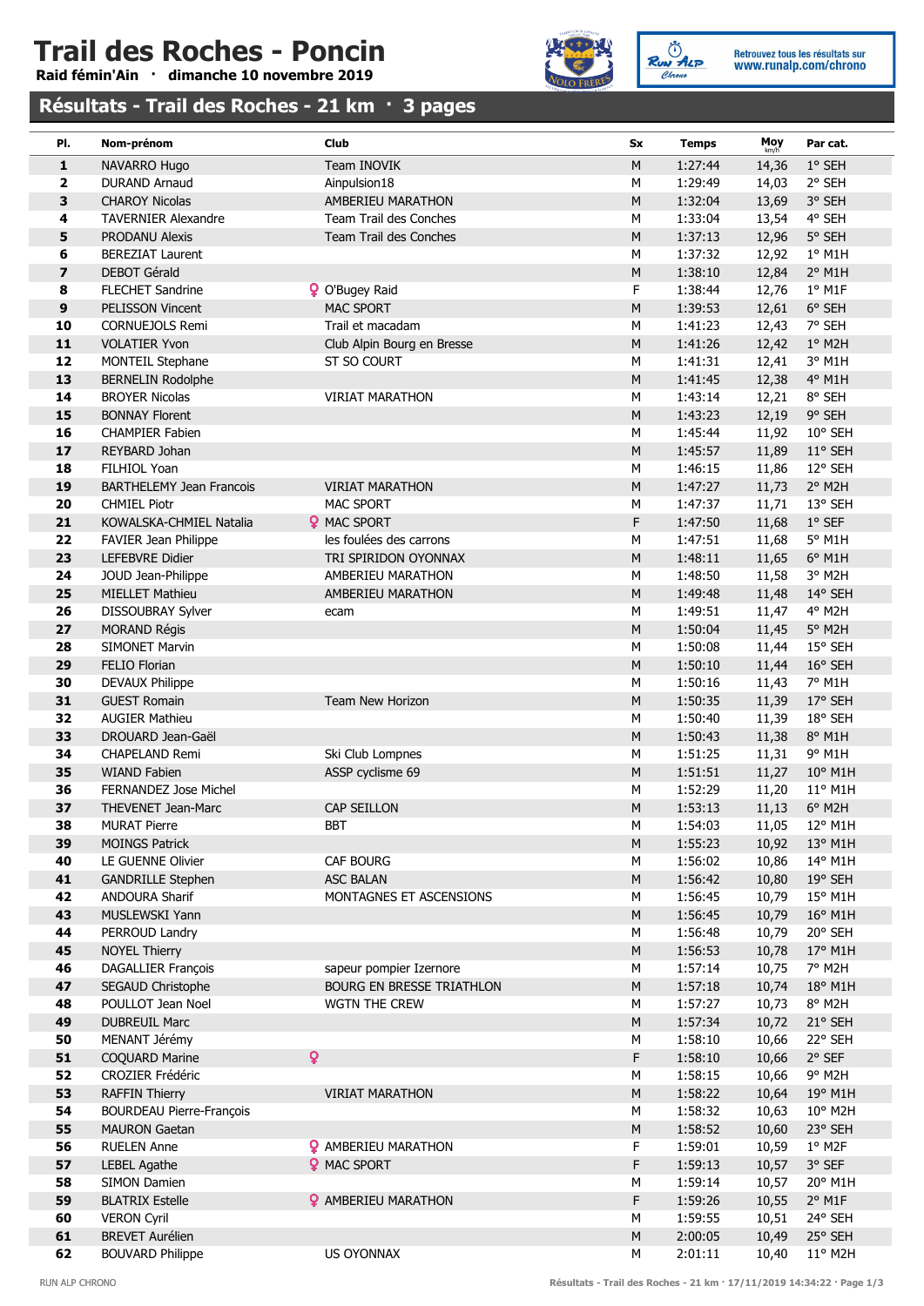# Trail des Roches - Poncin

**Raid fémin'Ain · dimanche 10 novembre 2019**

Retrouvez tous les résultats sur www.runalp.com/chrono

## Résultats - Trail des Roches - 21 km · 3 pages

| Pl. | Nom-prénom | Club | Sx | Temps | Moy km/h | Par cat. |
|---|---|---|---|---|---|---|
| 1 | NAVARRO Hugo | Team INOVIK | M | 1:27:44 | 14,36 | 1° SEH |
| 2 | DURAND Arnaud | Ainpulsion18 | M | 1:29:49 | 14,03 | 2° SEH |
| 3 | CHAROY Nicolas | AMBERIEU MARATHON | M | 1:32:04 | 13,69 | 3° SEH |
| 4 | TAVERNIER Alexandre | Team Trail des Conches | M | 1:33:04 | 13,54 | 4° SEH |
| 5 | PRODANU Alexis | Team Trail des Conches | M | 1:37:13 | 12,96 | 5° SEH |
| 6 | BEREZIAT Laurent | | M | 1:37:32 | 12,92 | 1° M1H |
| 7 | DEBOT Gérald | | M | 1:38:10 | 12,84 | 2° M1H |
| 8 | FLECHET Sandrine | O'Bugey Raid | F | 1:38:44 | 12,76 | 1° M1F |
| 9 | PELISSON Vincent | MAC SPORT | M | 1:39:53 | 12,61 | 6° SEH |
| 10 | CORNUEJOLS Remi | Trail et macadam | M | 1:41:23 | 12,43 | 7° SEH |
| 11 | VOLATIER Yvon | Club Alpin Bourg en Bresse | M | 1:41:26 | 12,42 | 1° M2H |
| 12 | MONTEIL Stephane | ST SO COURT | M | 1:41:31 | 12,41 | 3° M1H |
| 13 | BERNELIN Rodolphe | | M | 1:41:45 | 12,38 | 4° M1H |
| 14 | BROYER Nicolas | VIRIAT MARATHON | M | 1:43:14 | 12,21 | 8° SEH |
| 15 | BONNAY Florent | | M | 1:43:23 | 12,19 | 9° SEH |
| 16 | CHAMPIER Fabien | | M | 1:45:44 | 11,92 | 10° SEH |
| 17 | REYBARD Johan | | M | 1:45:57 | 11,89 | 11° SEH |
| 18 | FILHIOL Yoan | | M | 1:46:15 | 11,86 | 12° SEH |
| 19 | BARTHELEMY Jean Francois | VIRIAT MARATHON | M | 1:47:27 | 11,73 | 2° M2H |
| 20 | CHMIEL Piotr | MAC SPORT | M | 1:47:37 | 11,71 | 13° SEH |
| 21 | KOWALSKA-CHMIEL Natalia | MAC SPORT | F | 1:47:50 | 11,68 | 1° SEF |
| 22 | FAVIER Jean Philippe | les foulées des carrons | M | 1:47:51 | 11,68 | 5° M1H |
| 23 | LEFEBVRE Didier | TRI SPIRIDON OYONNAX | M | 1:48:11 | 11,65 | 6° M1H |
| 24 | JOUD Jean-Philippe | AMBERIEU MARATHON | M | 1:48:50 | 11,58 | 3° M2H |
| 25 | MIELLET Mathieu | AMBERIEU MARATHON | M | 1:49:48 | 11,48 | 14° SEH |
| 26 | DISSOUBRAY Sylver | ecam | M | 1:49:51 | 11,47 | 4° M2H |
| 27 | MORAND Régis | | M | 1:50:04 | 11,45 | 5° M2H |
| 28 | SIMONET Marvin | | M | 1:50:08 | 11,44 | 15° SEH |
| 29 | FELIO Florian | | M | 1:50:10 | 11,44 | 16° SEH |
| 30 | DEVAUX Philippe | | M | 1:50:16 | 11,43 | 7° M1H |
| 31 | GUEST Romain | Team New Horizon | M | 1:50:35 | 11,39 | 17° SEH |
| 32 | AUGIER Mathieu | | M | 1:50:40 | 11,39 | 18° SEH |
| 33 | DROUARD Jean-Gaël | | M | 1:50:43 | 11,38 | 8° M1H |
| 34 | CHAPELAND Remi | Ski Club Lompnes | M | 1:51:25 | 11,31 | 9° M1H |
| 35 | WIAND Fabien | ASSP cyclisme 69 | M | 1:51:51 | 11,27 | 10° M1H |
| 36 | FERNANDEZ Jose Michel | | M | 1:52:29 | 11,20 | 11° M1H |
| 37 | THEVENET Jean-Marc | CAP SEILLON | M | 1:53:13 | 11,13 | 6° M2H |
| 38 | MURAT Pierre | BBT | M | 1:54:03 | 11,05 | 12° M1H |
| 39 | MOINGS Patrick | | M | 1:55:23 | 10,92 | 13° M1H |
| 40 | LE GUENNE Olivier | CAF BOURG | M | 1:56:02 | 10,86 | 14° M1H |
| 41 | GANDRILLE Stephen | ASC BALAN | M | 1:56:42 | 10,80 | 19° SEH |
| 42 | ANDOURA Sharif | MONTAGNES ET ASCENSIONS | M | 1:56:45 | 10,79 | 15° M1H |
| 43 | MUSLEWSKI Yann | | M | 1:56:45 | 10,79 | 16° M1H |
| 44 | PERROUD Landry | | M | 1:56:48 | 10,79 | 20° SEH |
| 45 | NOYEL Thierry | | M | 1:56:53 | 10,78 | 17° M1H |
| 46 | DAGALLIER François | sapeur pompier Izernore | M | 1:57:14 | 10,75 | 7° M2H |
| 47 | SEGAUD Christophe | BOURG EN BRESSE TRIATHLON | M | 1:57:18 | 10,74 | 18° M1H |
| 48 | POULLOT Jean Noel | WGTN THE CREW | M | 1:57:27 | 10,73 | 8° M2H |
| 49 | DUBREUIL Marc | | M | 1:57:34 | 10,72 | 21° SEH |
| 50 | MENANT Jérémy | | M | 1:58:10 | 10,66 | 22° SEH |
| 51 | COQUARD Marine | | F | 1:58:10 | 10,66 | 2° SEF |
| 52 | CROZIER Frédéric | | M | 1:58:15 | 10,66 | 9° M2H |
| 53 | RAFFIN Thierry | VIRIAT MARATHON | M | 1:58:22 | 10,64 | 19° M1H |
| 54 | BOURDEAU Pierre-François | | M | 1:58:32 | 10,63 | 10° M2H |
| 55 | MAURON Gaetan | | M | 1:58:52 | 10,60 | 23° SEH |
| 56 | RUELEN Anne | AMBERIEU MARATHON | F | 1:59:01 | 10,59 | 1° M2F |
| 57 | LEBEL Agathe | MAC SPORT | F | 1:59:13 | 10,57 | 3° SEF |
| 58 | SIMON Damien | | M | 1:59:14 | 10,57 | 20° M1H |
| 59 | BLATRIX Estelle | AMBERIEU MARATHON | F | 1:59:26 | 10,55 | 2° M1F |
| 60 | VERON Cyril | | M | 1:59:55 | 10,51 | 24° SEH |
| 61 | BREVET Aurélien | | M | 2:00:05 | 10,49 | 25° SEH |
| 62 | BOUVARD Philippe | US OYONNAX | M | 2:01:11 | 10,40 | 11° M2H |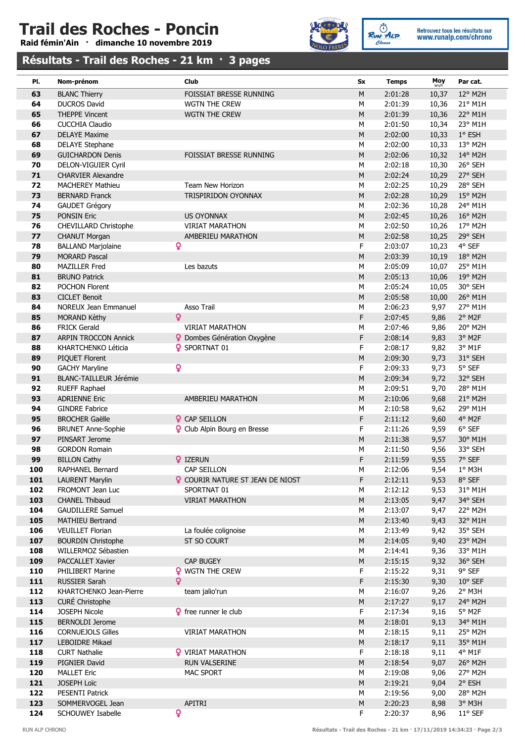# Trail des Roches - Poncin

**Raid fémin'Ain · dimanche 10 novembre 2019**

Retrouvez tous les résultats sur www.runalp.com/chrono

## Résultats - Trail des Roches - 21 km · 3 pages

| Pl. | Nom-prénom | Club | Sx | Temps | Moy km/h | Par cat. |
|---|---|---|---|---|---|---|
| 63 | BLANC Thierry | FOISSIAT BRESSE RUNNING | M | 2:01:28 | 10,37 | 12° M2H |
| 64 | DUCROS David | WGTN THE CREW | M | 2:01:39 | 10,36 | 21° M1H |
| 65 | THEPPE Vincent | WGTN THE CREW | M | 2:01:39 | 10,36 | 22° M1H |
| 66 | CUCCHIA Claudio | | M | 2:01:50 | 10,34 | 23° M1H |
| 67 | DELAYE Maxime | | M | 2:02:00 | 10,33 | 1° ESH |
| 68 | DELAYE Stephane | | M | 2:02:00 | 10,33 | 13° M2H |
| 69 | GUICHARDON Denis | FOISSIAT BRESSE RUNNING | M | 2:02:06 | 10,32 | 14° M2H |
| 70 | DELON-VIGUIER Cyril | | M | 2:02:18 | 10,30 | 26° SEH |
| 71 | CHARVIER Alexandre | | M | 2:02:24 | 10,29 | 27° SEH |
| 72 | MACHEREY Mathieu | Team New Horizon | M | 2:02:25 | 10,29 | 28° SEH |
| 73 | BERNARD Franck | TRISPIRIDON OYONNAX | M | 2:02:28 | 10,29 | 15° M2H |
| 74 | GAUDET Grégory | | M | 2:02:36 | 10,28 | 24° M1H |
| 75 | PONSIN Eric | US OYONNAX | M | 2:02:45 | 10,26 | 16° M2H |
| 76 | CHEVILLARD Christophe | VIRIAT MARATHON | M | 2:02:50 | 10,26 | 17° M2H |
| 77 | CHANUT Morgan | AMBERIEU MARATHON | M | 2:02:58 | 10,25 | 29° SEH |
| 78 | BALLAND Marjolaine | ♀ | F | 2:03:07 | 10,23 | 4° SEF |
| 79 | MORARD Pascal | | M | 2:03:39 | 10,19 | 18° M2H |
| 80 | MAZILLER Fred | Les bazuts | M | 2:05:09 | 10,07 | 25° M1H |
| 81 | BRUNO Patrick | | M | 2:05:13 | 10,06 | 19° M2H |
| 82 | POCHON Florent | | M | 2:05:24 | 10,05 | 30° SEH |
| 83 | CICLET Benoit | | M | 2:05:58 | 10,00 | 26° M1H |
| 84 | NOREUX Jean Emmanuel | Asso Trail | M | 2:06:23 | 9,97 | 27° M1H |
| 85 | MORAND Kèthy | ♀ | F | 2:07:45 | 9,86 | 2° M2F |
| 86 | FRICK Gerald | VIRIAT MARATHON | M | 2:07:46 | 9,86 | 20° M2H |
| 87 | ARPIN TROCCON Annick | ♀ Dombes Génération Oxygène | F | 2:08:14 | 9,83 | 3° M2F |
| 88 | KHARTCHENKO Léticia | ♀ SPORTNAT 01 | F | 2:08:17 | 9,82 | 3° M1F |
| 89 | PIQUET Florent | | M | 2:09:30 | 9,73 | 31° SEH |
| 90 | GACHY Maryline | ♀ | F | 2:09:33 | 9,73 | 5° SEF |
| 91 | BLANC-TAILLEUR Jérémie | | M | 2:09:34 | 9,72 | 32° SEH |
| 92 | RUEFF Raphael | | M | 2:09:51 | 9,70 | 28° M1H |
| 93 | ADRIENNE Eric | AMBERIEU MARATHON | M | 2:10:06 | 9,68 | 21° M2H |
| 94 | GINDRE Fabrice | | M | 2:10:58 | 9,62 | 29° M1H |
| 95 | BROCHER Gaëlle | ♀ CAP SEILLON | F | 2:11:12 | 9,60 | 4° M2F |
| 96 | BRUNET Anne-Sophie | ♀ Club Alpin Bourg en Bresse | F | 2:11:26 | 9,59 | 6° SEF |
| 97 | PINSART Jerome | | M | 2:11:38 | 9,57 | 30° M1H |
| 98 | GORDON Romain | | M | 2:11:50 | 9,56 | 33° SEH |
| 99 | BILLON Cathy | ♀ IZERUN | F | 2:11:59 | 9,55 | 7° SEF |
| 100 | RAPHANEL Bernard | CAP SEILLON | M | 2:12:06 | 9,54 | 1° M3H |
| 101 | LAURENT Marylin | ♀ COURIR NATURE ST JEAN DE NIOST | F | 2:12:11 | 9,53 | 8° SEF |
| 102 | FROMONT Jean Luc | SPORTNAT 01 | M | 2:12:12 | 9,53 | 31° M1H |
| 103 | CHANEL Thibaud | VIRIAT MARATHON | M | 2:13:05 | 9,47 | 34° SEH |
| 104 | GAUDILLERE Samuel | | M | 2:13:07 | 9,47 | 22° M2H |
| 105 | MATHIEU Bertrand | | M | 2:13:40 | 9,43 | 32° M1H |
| 106 | VEUILLET Florian | La foulée colignoise | M | 2:13:49 | 9,42 | 35° SEH |
| 107 | BOURDIN Christophe | ST SO COURT | M | 2:14:05 | 9,40 | 23° M2H |
| 108 | WILLERMOZ Sébastien | | M | 2:14:41 | 9,36 | 33° M1H |
| 109 | PACCALLET Xavier | CAP BUGEY | M | 2:15:15 | 9,32 | 36° SEH |
| 110 | PHILIBERT Marine | ♀ WGTN THE CREW | F | 2:15:22 | 9,31 | 9° SEF |
| 111 | RUSSIER Sarah | ♀ | F | 2:15:30 | 9,30 | 10° SEF |
| 112 | KHARTCHENKO Jean-Pierre | team jalio'run | M | 2:16:07 | 9,26 | 2° M3H |
| 113 | CURÉ Christophe | | M | 2:17:27 | 9,17 | 24° M2H |
| 114 | JOSEPH Nicole | ♀ free runner le club | F | 2:17:34 | 9,16 | 5° M2F |
| 115 | BERNOLDI Jerome | | M | 2:18:01 | 9,13 | 34° M1H |
| 116 | CORNUEJOLS Gilles | VIRIAT MARATHON | M | 2:18:15 | 9,11 | 25° M2H |
| 117 | LEBOIDRE Mikael | | M | 2:18:17 | 9,11 | 35° M1H |
| 118 | CURT Nathalie | ♀ VIRIAT MARATHON | F | 2:18:18 | 9,11 | 4° M1F |
| 119 | PIGNIER David | RUN VALSERINE | M | 2:18:54 | 9,07 | 26° M2H |
| 120 | MALLET Eric | MAC SPORT | M | 2:19:08 | 9,06 | 27° M2H |
| 121 | JOSEPH Loïc | | M | 2:19:21 | 9,04 | 2° ESH |
| 122 | PESENTI Patrick | | M | 2:19:56 | 9,00 | 28° M2H |
| 123 | SOMMERVOGEL Jean | APITRI | M | 2:20:23 | 8,98 | 3° M3H |
| 124 | SCHOUWEY Isabelle | ♀ | F | 2:20:37 | 8,96 | 11° SEF |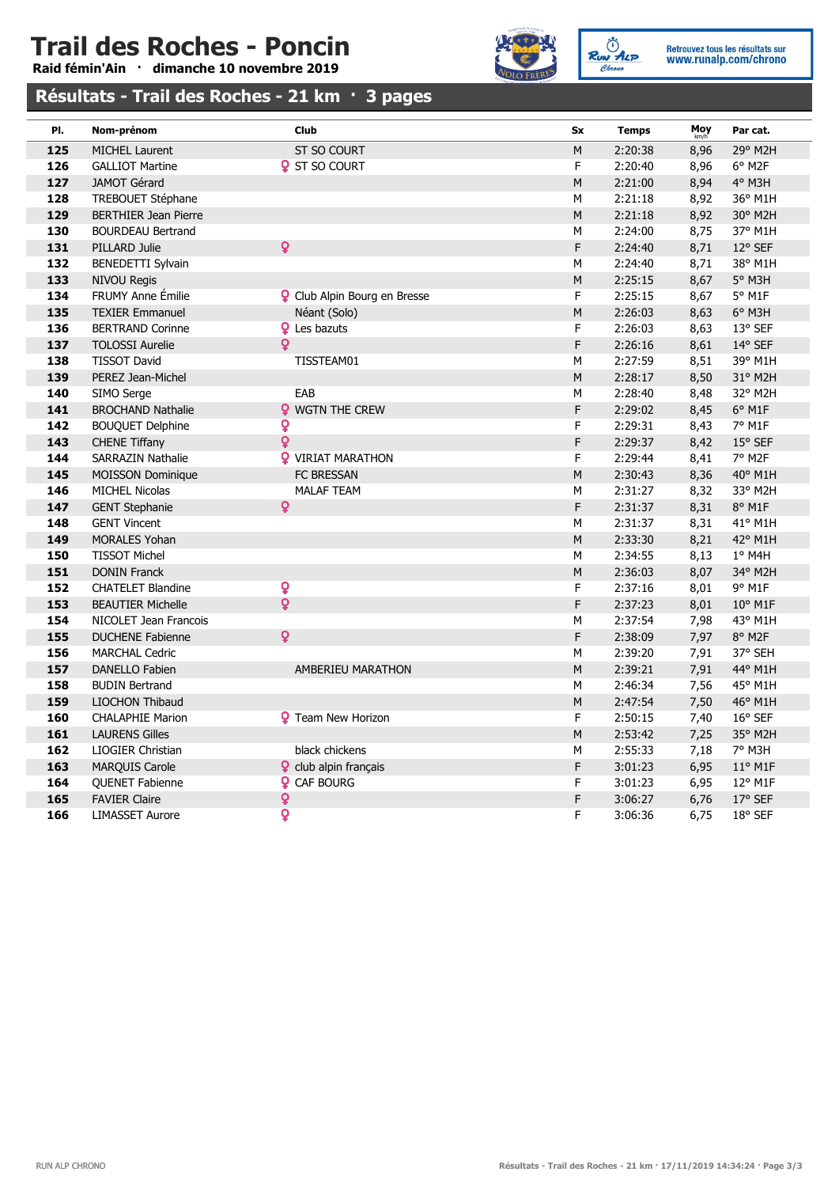# Trail des Roches - Poncin

**Raid fémin'Ain · dimanche 10 novembre 2019**

Retrouvez tous les résultats sur www.runalp.com/chrono

## Résultats - Trail des Roches - 21 km · 3 pages

| Pl. | Nom-prénom | Club | Sx | Temps | Moy km/h | Par cat. |
|---|---|---|---|---|---|---|
| 125 | MICHEL Laurent | ST SO COURT | M | 2:20:38 | 8,96 | 29° M2H |
| 126 | GALLIOT Martine | ♀ ST SO COURT | F | 2:20:40 | 8,96 | 6° M2F |
| 127 | JAMOT Gérard | | M | 2:21:00 | 8,94 | 4° M3H |
| 128 | TREBOUET Stéphane | | M | 2:21:18 | 8,92 | 36° M1H |
| 129 | BERTHIER Jean Pierre | | M | 2:21:18 | 8,92 | 30° M2H |
| 130 | BOURDEAU Bertrand | | M | 2:24:00 | 8,75 | 37° M1H |
| 131 | PILLARD Julie | ♀ | F | 2:24:40 | 8,71 | 12° SEF |
| 132 | BENEDETTI Sylvain | | M | 2:24:40 | 8,71 | 38° M1H |
| 133 | NIVOU Regis | | M | 2:25:15 | 8,67 | 5° M3H |
| 134 | FRUMY Anne Émilie | ♀ Club Alpin Bourg en Bresse | F | 2:25:15 | 8,67 | 5° M1F |
| 135 | TEXIER Emmanuel | Néant (Solo) | M | 2:26:03 | 8,63 | 6° M3H |
| 136 | BERTRAND Corinne | ♀ Les bazuts | F | 2:26:03 | 8,63 | 13° SEF |
| 137 | TOLOSSI Aurelie | ♀ | F | 2:26:16 | 8,61 | 14° SEF |
| 138 | TISSOT David | TISSTEAM01 | M | 2:27:59 | 8,51 | 39° M1H |
| 139 | PEREZ Jean-Michel | | M | 2:28:17 | 8,50 | 31° M2H |
| 140 | SIMO Serge | EAB | M | 2:28:40 | 8,48 | 32° M2H |
| 141 | BROCHAND Nathalie | ♀ WGTN THE CREW | F | 2:29:02 | 8,45 | 6° M1F |
| 142 | BOUQUET Delphine | ♀ | F | 2:29:31 | 8,43 | 7° M1F |
| 143 | CHENE Tiffany | ♀ | F | 2:29:37 | 8,42 | 15° SEF |
| 144 | SARRAZIN Nathalie | ♀ VIRIAT MARATHON | F | 2:29:44 | 8,41 | 7° M2F |
| 145 | MOISSON Dominique | FC BRESSAN | M | 2:30:43 | 8,36 | 40° M1H |
| 146 | MICHEL Nicolas | MALAF TEAM | M | 2:31:27 | 8,32 | 33° M2H |
| 147 | GENT Stephanie | ♀ | F | 2:31:37 | 8,31 | 8° M1F |
| 148 | GENT Vincent | | M | 2:31:37 | 8,31 | 41° M1H |
| 149 | MORALES Yohan | | M | 2:33:30 | 8,21 | 42° M1H |
| 150 | TISSOT Michel | | M | 2:34:55 | 8,13 | 1° M4H |
| 151 | DONIN Franck | | M | 2:36:03 | 8,07 | 34° M2H |
| 152 | CHATELET Blandine | ♀ | F | 2:37:16 | 8,01 | 9° M1F |
| 153 | BEAUTIER Michelle | ♀ | F | 2:37:23 | 8,01 | 10° M1F |
| 154 | NICOLET Jean Francois | | M | 2:37:54 | 7,98 | 43° M1H |
| 155 | DUCHENE Fabienne | ♀ | F | 2:38:09 | 7,97 | 8° M2F |
| 156 | MARCHAL Cedric | | M | 2:39:20 | 7,91 | 37° SEH |
| 157 | DANELLO Fabien | AMBERIEU MARATHON | M | 2:39:21 | 7,91 | 44° M1H |
| 158 | BUDIN Bertrand | | M | 2:46:34 | 7,56 | 45° M1H |
| 159 | LIOCHON Thibaud | | M | 2:47:54 | 7,50 | 46° M1H |
| 160 | CHALAPHIE Marion | ♀ Team New Horizon | F | 2:50:15 | 7,40 | 16° SEF |
| 161 | LAURENS Gilles | | M | 2:53:42 | 7,25 | 35° M2H |
| 162 | LIOGIER Christian | black chickens | M | 2:55:33 | 7,18 | 7° M3H |
| 163 | MARQUIS Carole | ♀ club alpin français | F | 3:01:23 | 6,95 | 11° M1F |
| 164 | QUENET Fabienne | ♀ CAF BOURG | F | 3:01:23 | 6,95 | 12° M1F |
| 165 | FAVIER Claire | ♀ | F | 3:06:27 | 6,76 | 17° SEF |
| 166 | LIMASSET Aurore | ♀ | F | 3:06:36 | 6,75 | 18° SEF |